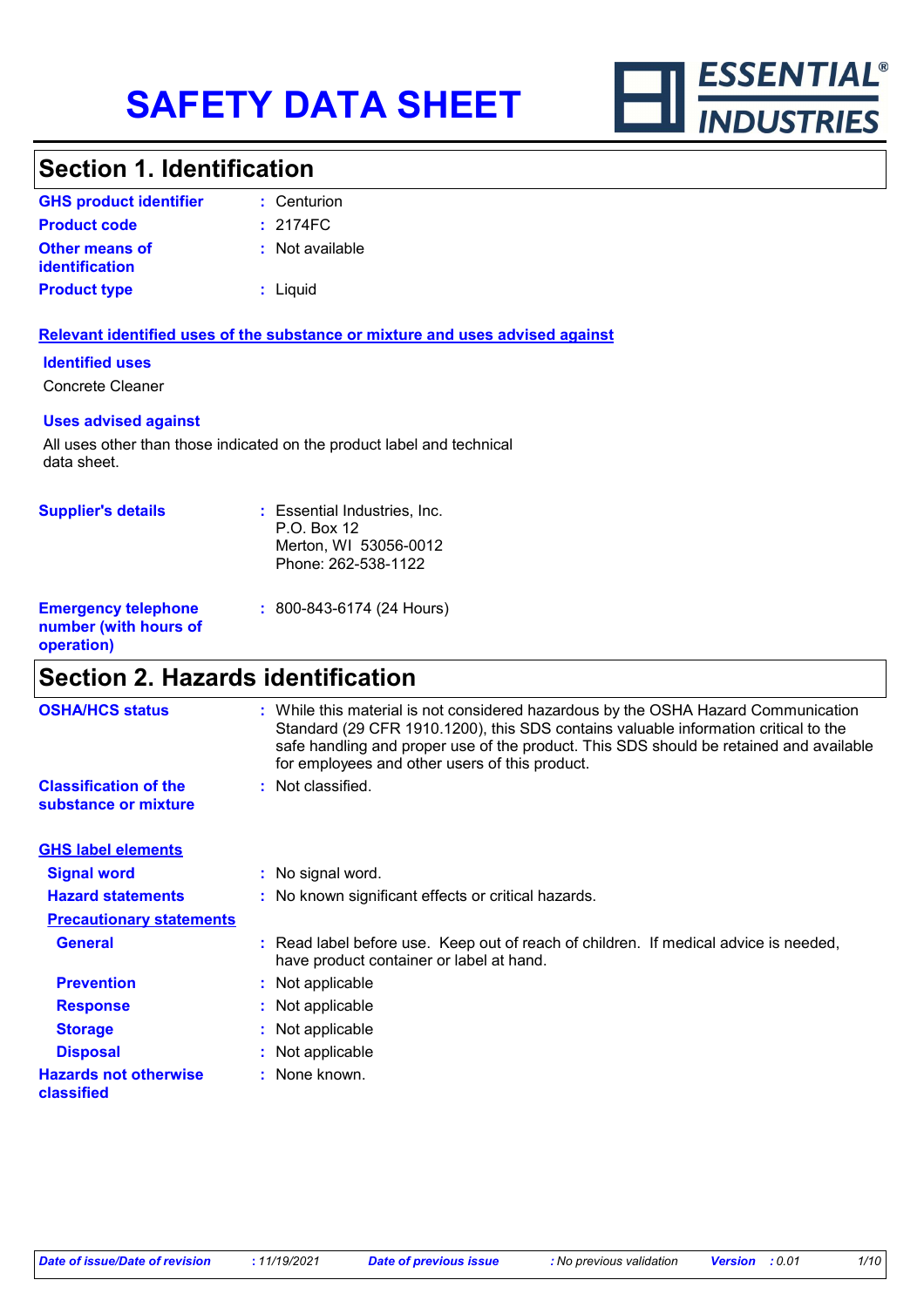# SAFETY DATA SHEET

ESSENTIAL INDUSTRIES

## Section 1. Identification

| | |
|---|---|
| **GHS product identifier** | : Centurion |
| **Product code** | : 2174FC |
| **Other means of identification** | : Not available |
| **Product type** | : Liquid |

**Relevant identified uses of the substance or mixture and uses advised against**

**Identified uses**

Concrete Cleaner

**Uses advised against**

All uses other than those indicated on the product label and technical data sheet.

| | |
|---|---|
| **Supplier's details** | : Essential Industries, Inc.<br>P.O. Box 12<br>Merton, WI 53056-0012<br>Phone: 262-538-1122 |
| **Emergency telephone number (with hours of operation)** | : 800-843-6174 (24 Hours) |

## Section 2. Hazards identification

| | |
|---|---|
| **OSHA/HCS status** | : While this material is not considered hazardous by the OSHA Hazard Communication Standard (29 CFR 1910.1200), this SDS contains valuable information critical to the safe handling and proper use of the product. This SDS should be retained and available for employees and other users of this product. |
| **Classification of the substance or mixture** | : Not classified. |

**GHS label elements**

| | |
|---|---|
| **Signal word** | : No signal word. |
| **Hazard statements** | : No known significant effects or critical hazards. |

**Precautionary statements**

| | |
|---|---|
| **General** | : Read label before use. Keep out of reach of children. If medical advice is needed, have product container or label at hand. |
| **Prevention** | : Not applicable |
| **Response** | : Not applicable |
| **Storage** | : Not applicable |
| **Disposal** | : Not applicable |
| **Hazards not otherwise classified** | : None known. |

*Date of issue/Date of revision* : 11/19/2021 *Date of previous issue* : No previous validation *Version* : 0.01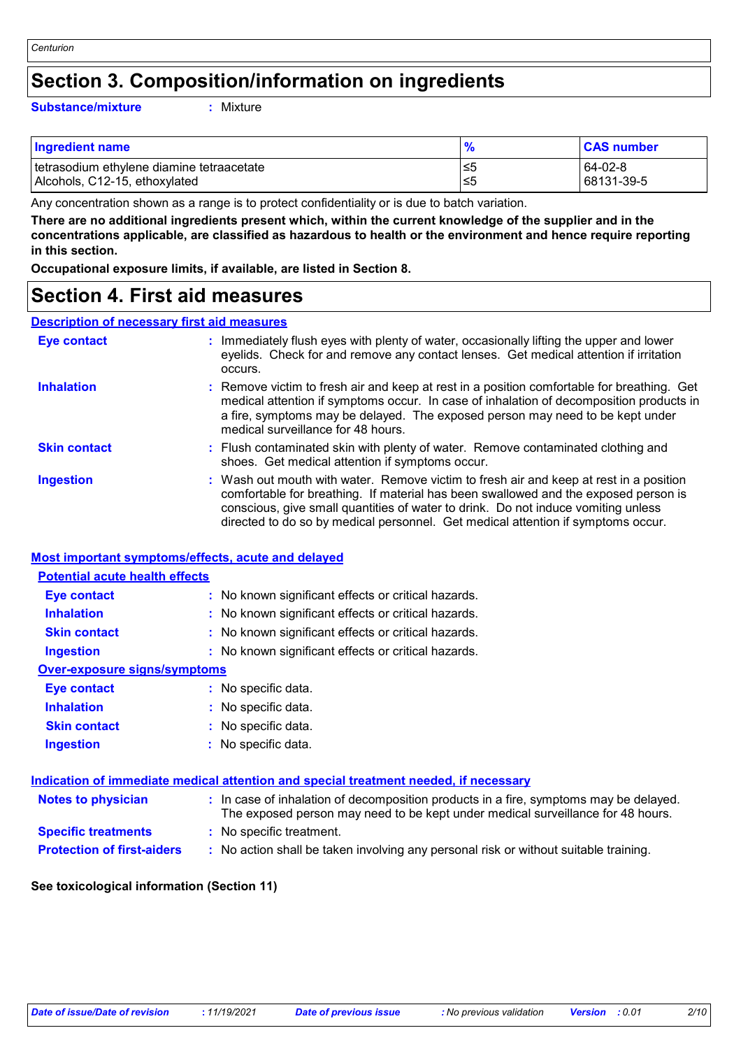# Section 3. Composition/information on ingredients

**Substance/mixture** : Mixture

| Ingredient name | % | CAS number |
|---|---|---|
| tetrasodium ethylene diamine tetraacetate | ≤5 | 64-02-8 |
| Alcohols, C12-15, ethoxylated | ≤5 | 68131-39-5 |

Any concentration shown as a range is to protect confidentiality or is due to batch variation.

**There are no additional ingredients present which, within the current knowledge of the supplier and in the concentrations applicable, are classified as hazardous to health or the environment and hence require reporting in this section.**

**Occupational exposure limits, if available, are listed in Section 8.**

# Section 4. First aid measures

## Description of necessary first aid measures

**Eye contact** : Immediately flush eyes with plenty of water, occasionally lifting the upper and lower eyelids. Check for and remove any contact lenses. Get medical attention if irritation occurs.

**Inhalation** : Remove victim to fresh air and keep at rest in a position comfortable for breathing. Get medical attention if symptoms occur. In case of inhalation of decomposition products in a fire, symptoms may be delayed. The exposed person may need to be kept under medical surveillance for 48 hours.

**Skin contact** : Flush contaminated skin with plenty of water. Remove contaminated clothing and shoes. Get medical attention if symptoms occur.

**Ingestion** : Wash out mouth with water. Remove victim to fresh air and keep at rest in a position comfortable for breathing. If material has been swallowed and the exposed person is conscious, give small quantities of water to drink. Do not induce vomiting unless directed to do so by medical personnel. Get medical attention if symptoms occur.

## Most important symptoms/effects, acute and delayed

### Potential acute health effects

**Eye contact** : No known significant effects or critical hazards.

**Inhalation** : No known significant effects or critical hazards.

**Skin contact** : No known significant effects or critical hazards.

**Ingestion** : No known significant effects or critical hazards.

### Over-exposure signs/symptoms

**Eye contact** : No specific data.

**Inhalation** : No specific data.

**Skin contact** : No specific data.

**Ingestion** : No specific data.

## Indication of immediate medical attention and special treatment needed, if necessary

**Notes to physician** : In case of inhalation of decomposition products in a fire, symptoms may be delayed. The exposed person may need to be kept under medical surveillance for 48 hours.

**Specific treatments** : No specific treatment.

**Protection of first-aiders** : No action shall be taken involving any personal risk or without suitable training.

**See toxicological information (Section 11)**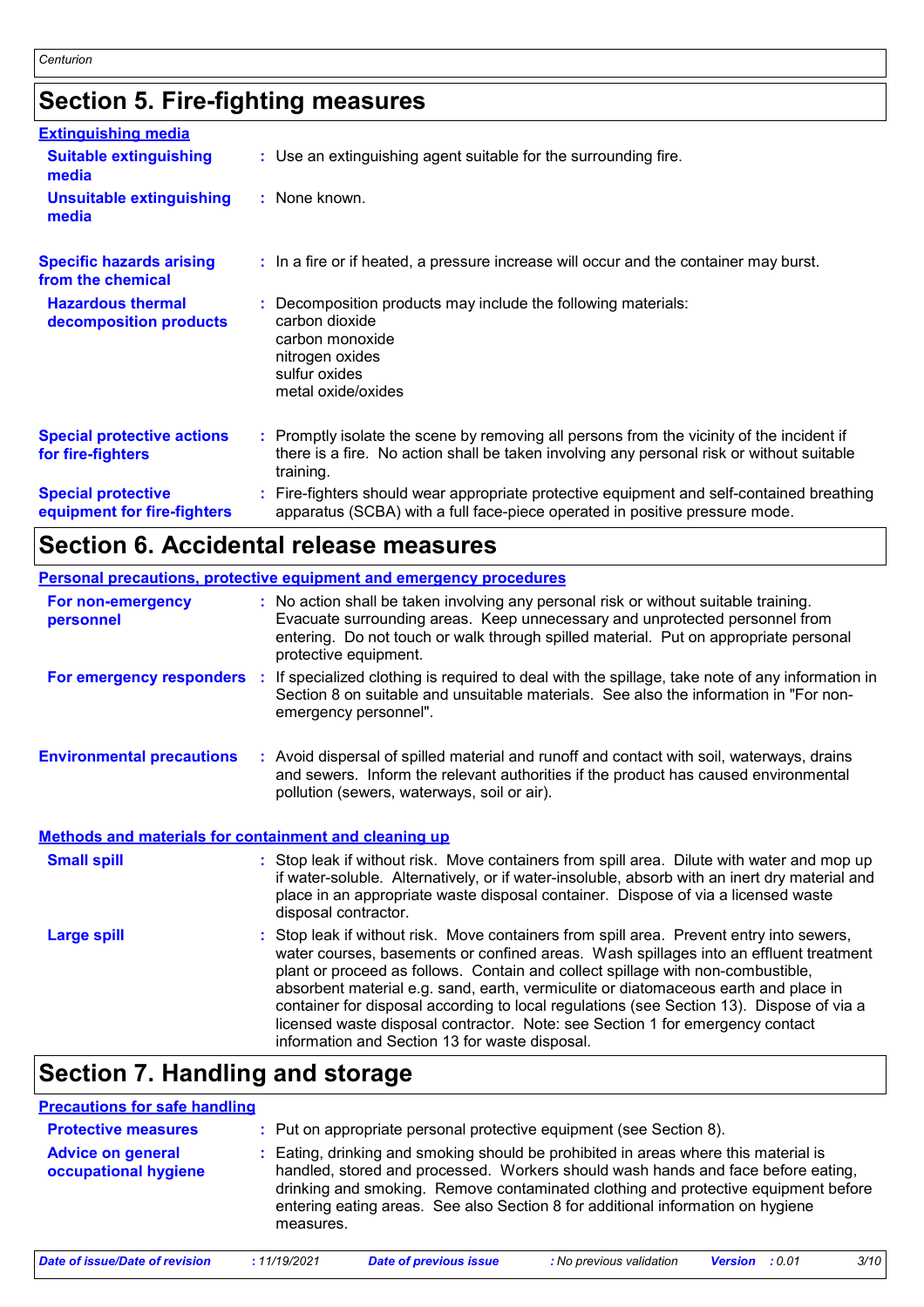## Section 5. Fire-fighting measures

### Extinguishing media

| | |
|---|---|
| **Suitable extinguishing media** | : Use an extinguishing agent suitable for the surrounding fire. |
| **Unsuitable extinguishing media** | : None known. |
| **Specific hazards arising from the chemical** | : In a fire or if heated, a pressure increase will occur and the container may burst. |
| **Hazardous thermal decomposition products** | : Decomposition products may include the following materials: carbon dioxide, carbon monoxide, nitrogen oxides, sulfur oxides, metal oxide/oxides |
| **Special protective actions for fire-fighters** | : Promptly isolate the scene by removing all persons from the vicinity of the incident if there is a fire. No action shall be taken involving any personal risk or without suitable training. |
| **Special protective equipment for fire-fighters** | : Fire-fighters should wear appropriate protective equipment and self-contained breathing apparatus (SCBA) with a full face-piece operated in positive pressure mode. |

## Section 6. Accidental release measures

### Personal precautions, protective equipment and emergency procedures

| | |
|---|---|
| **For non-emergency personnel** | : No action shall be taken involving any personal risk or without suitable training. Evacuate surrounding areas. Keep unnecessary and unprotected personnel from entering. Do not touch or walk through spilled material. Put on appropriate personal protective equipment. |
| **For emergency responders** | : If specialized clothing is required to deal with the spillage, take note of any information in Section 8 on suitable and unsuitable materials. See also the information in "For non-emergency personnel". |
| **Environmental precautions** | : Avoid dispersal of spilled material and runoff and contact with soil, waterways, drains and sewers. Inform the relevant authorities if the product has caused environmental pollution (sewers, waterways, soil or air). |

### Methods and materials for containment and cleaning up

| | |
|---|---|
| **Small spill** | : Stop leak if without risk. Move containers from spill area. Dilute with water and mop up if water-soluble. Alternatively, or if water-insoluble, absorb with an inert dry material and place in an appropriate waste disposal container. Dispose of via a licensed waste disposal contractor. |
| **Large spill** | : Stop leak if without risk. Move containers from spill area. Prevent entry into sewers, water courses, basements or confined areas. Wash spillages into an effluent treatment plant or proceed as follows. Contain and collect spillage with non-combustible, absorbent material e.g. sand, earth, vermiculite or diatomaceous earth and place in container for disposal according to local regulations (see Section 13). Dispose of via a licensed waste disposal contractor. Note: see Section 1 for emergency contact information and Section 13 for waste disposal. |

## Section 7. Handling and storage

### Precautions for safe handling

| | |
|---|---|
| **Protective measures** | : Put on appropriate personal protective equipment (see Section 8). |
| **Advice on general occupational hygiene** | : Eating, drinking and smoking should be prohibited in areas where this material is handled, stored and processed. Workers should wash hands and face before eating, drinking and smoking. Remove contaminated clothing and protective equipment before entering eating areas. See also Section 8 for additional information on hygiene measures. |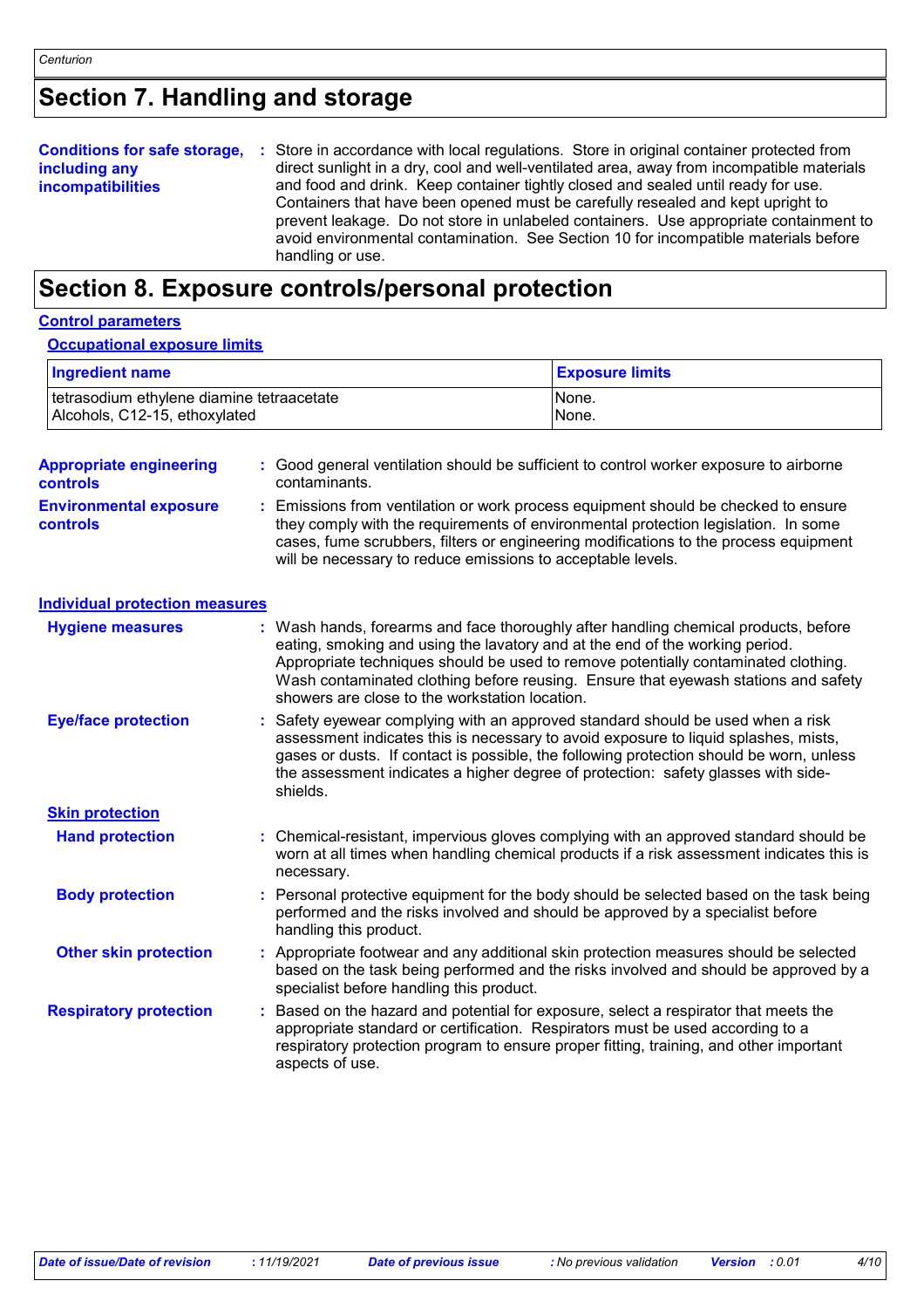# Section 7. Handling and storage

**Conditions for safe storage, including any incompatibilities** : Store in accordance with local regulations. Store in original container protected from direct sunlight in a dry, cool and well-ventilated area, away from incompatible materials and food and drink. Keep container tightly closed and sealed until ready for use. Containers that have been opened must be carefully resealed and kept upright to prevent leakage. Do not store in unlabeled containers. Use appropriate containment to avoid environmental contamination. See Section 10 for incompatible materials before handling or use.

# Section 8. Exposure controls/personal protection

## Control parameters

### Occupational exposure limits

| Ingredient name | Exposure limits |
| --- | --- |
| tetrasodium ethylene diamine tetraacetate | None. |
| Alcohols, C12-15, ethoxylated | None. |

**Appropriate engineering controls** : Good general ventilation should be sufficient to control worker exposure to airborne contaminants.

**Environmental exposure controls** : Emissions from ventilation or work process equipment should be checked to ensure they comply with the requirements of environmental protection legislation. In some cases, fume scrubbers, filters or engineering modifications to the process equipment will be necessary to reduce emissions to acceptable levels.

## Individual protection measures

**Hygiene measures** : Wash hands, forearms and face thoroughly after handling chemical products, before eating, smoking and using the lavatory and at the end of the working period. Appropriate techniques should be used to remove potentially contaminated clothing. Wash contaminated clothing before reusing. Ensure that eyewash stations and safety showers are close to the workstation location.

**Eye/face protection** : Safety eyewear complying with an approved standard should be used when a risk assessment indicates this is necessary to avoid exposure to liquid splashes, mists, gases or dusts. If contact is possible, the following protection should be worn, unless the assessment indicates a higher degree of protection: safety glasses with side-shields.

### Skin protection

**Hand protection** : Chemical-resistant, impervious gloves complying with an approved standard should be worn at all times when handling chemical products if a risk assessment indicates this is necessary.

**Body protection** : Personal protective equipment for the body should be selected based on the task being performed and the risks involved and should be approved by a specialist before handling this product.

**Other skin protection** : Appropriate footwear and any additional skin protection measures should be selected based on the task being performed and the risks involved and should be approved by a specialist before handling this product.

**Respiratory protection** : Based on the hazard and potential for exposure, select a respirator that meets the appropriate standard or certification. Respirators must be used according to a respiratory protection program to ensure proper fitting, training, and other important aspects of use.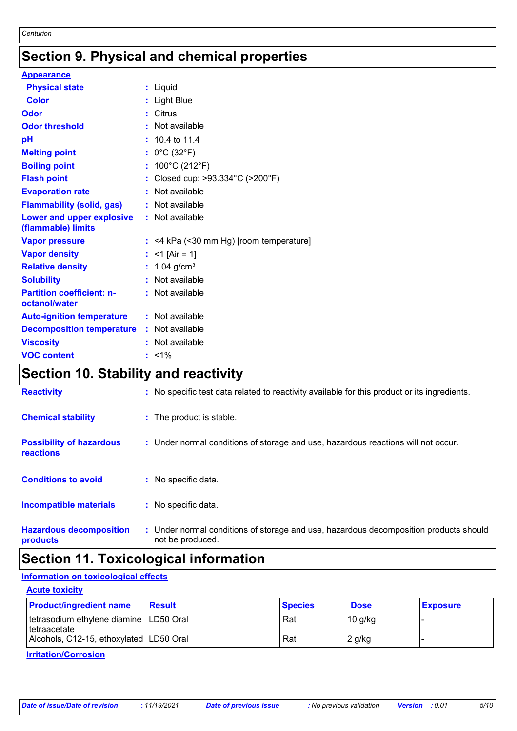# Section 9. Physical and chemical properties

**Appearance**

| | |
|---|---|
| **Physical state** | : Liquid |
| **Color** | : Light Blue |
| **Odor** | : Citrus |
| **Odor threshold** | : Not available |
| **pH** | : 10.4 to 11.4 |
| **Melting point** | : 0°C (32°F) |
| **Boiling point** | : 100°C (212°F) |
| **Flash point** | : Closed cup: >93.334°C (>200°F) |
| **Evaporation rate** | : Not available |
| **Flammability (solid, gas)** | : Not available |
| **Lower and upper explosive (flammable) limits** | : Not available |
| **Vapor pressure** | : <4 kPa (<30 mm Hg) [room temperature] |
| **Vapor density** | : <1 [Air = 1] |
| **Relative density** | : 1.04 g/cm³ |
| **Solubility** | : Not available |
| **Partition coefficient: n-octanol/water** | : Not available |
| **Auto-ignition temperature** | : Not available |
| **Decomposition temperature** | : Not available |
| **Viscosity** | : Not available |
| **VOC content** | : <1% |

# Section 10. Stability and reactivity

| | |
|---|---|
| **Reactivity** | : No specific test data related to reactivity available for this product or its ingredients. |
| **Chemical stability** | : The product is stable. |
| **Possibility of hazardous reactions** | : Under normal conditions of storage and use, hazardous reactions will not occur. |
| **Conditions to avoid** | : No specific data. |
| **Incompatible materials** | : No specific data. |
| **Hazardous decomposition products** | : Under normal conditions of storage and use, hazardous decomposition products should not be produced. |

# Section 11. Toxicological information

**Information on toxicological effects**

**Acute toxicity**

| Product/ingredient name | Result | Species | Dose | Exposure |
|---|---|---|---|---|
| tetrasodium ethylene diamine tetraacetate | LD50 Oral | Rat | 10 g/kg | - |
| Alcohols, C12-15, ethoxylated | LD50 Oral | Rat | 2 g/kg | - |

**Irritation/Corrosion**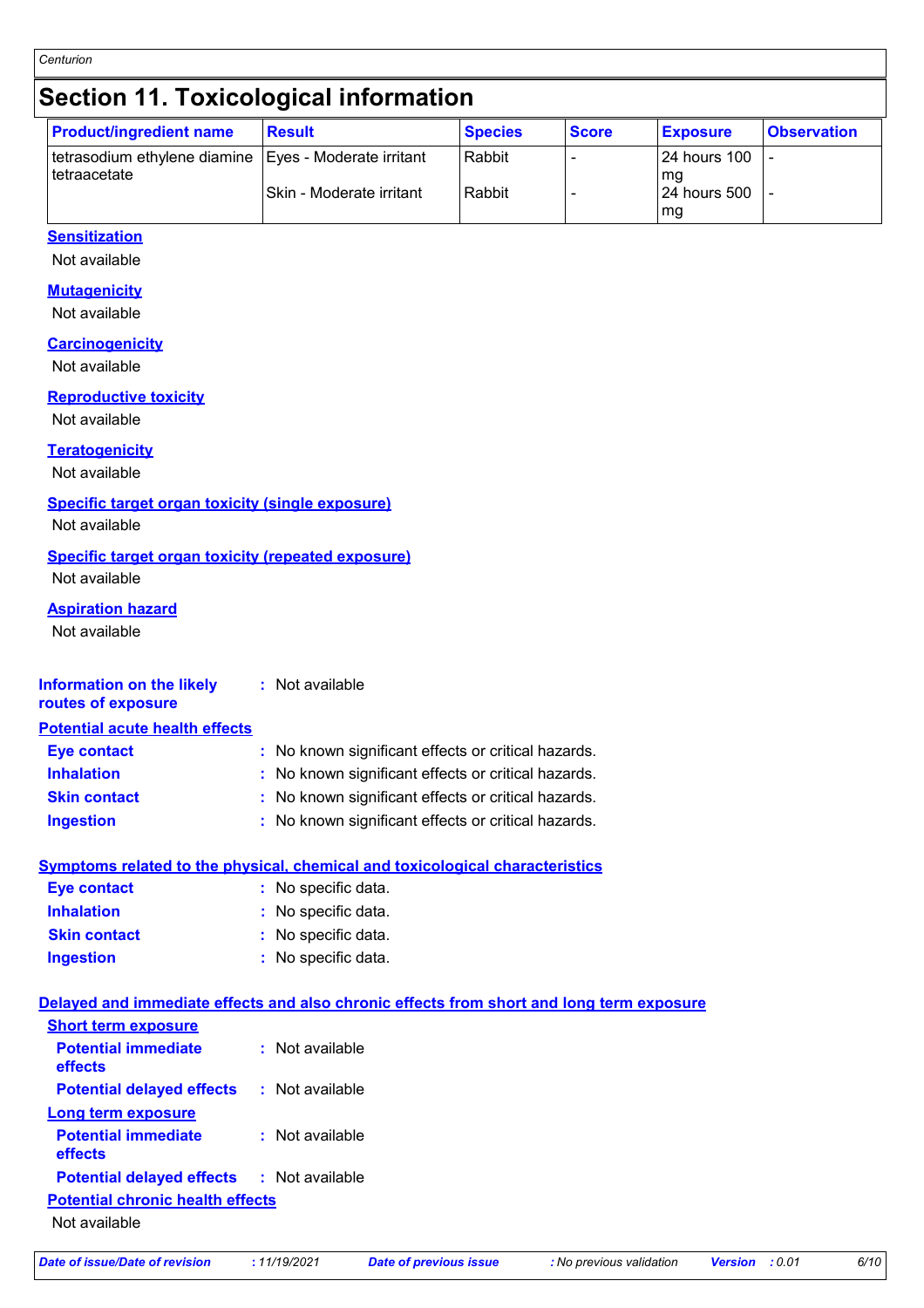## Section 11. Toxicological information

| Product/ingredient name | Result | Species | Score | Exposure | Observation |
|---|---|---|---|---|---|
| tetrasodium ethylene diamine tetraacetate | Eyes - Moderate irritant | Rabbit | - | 24 hours 100 mg | - |
| | Skin - Moderate irritant | Rabbit | - | 24 hours 500 mg | - |

**Sensitization**

Not available

**Mutagenicity**

Not available

**Carcinogenicity**

Not available

**Reproductive toxicity**

Not available

**Teratogenicity**

Not available

**Specific target organ toxicity (single exposure)**

Not available

**Specific target organ toxicity (repeated exposure)**

Not available

**Aspiration hazard**

Not available

**Information on the likely routes of exposure** : Not available

**Potential acute health effects**

**Eye contact** : No known significant effects or critical hazards.

**Inhalation** : No known significant effects or critical hazards.

**Skin contact** : No known significant effects or critical hazards.

**Ingestion** : No known significant effects or critical hazards.

**Symptoms related to the physical, chemical and toxicological characteristics**

**Eye contact** : No specific data.

**Inhalation** : No specific data.

**Skin contact** : No specific data.

**Ingestion** : No specific data.

**Delayed and immediate effects and also chronic effects from short and long term exposure**

**Short term exposure**

**Potential immediate effects** : Not available

**Potential delayed effects** : Not available

**Long term exposure**

**Potential immediate effects** : Not available

**Potential delayed effects** : Not available

**Potential chronic health effects**

Not available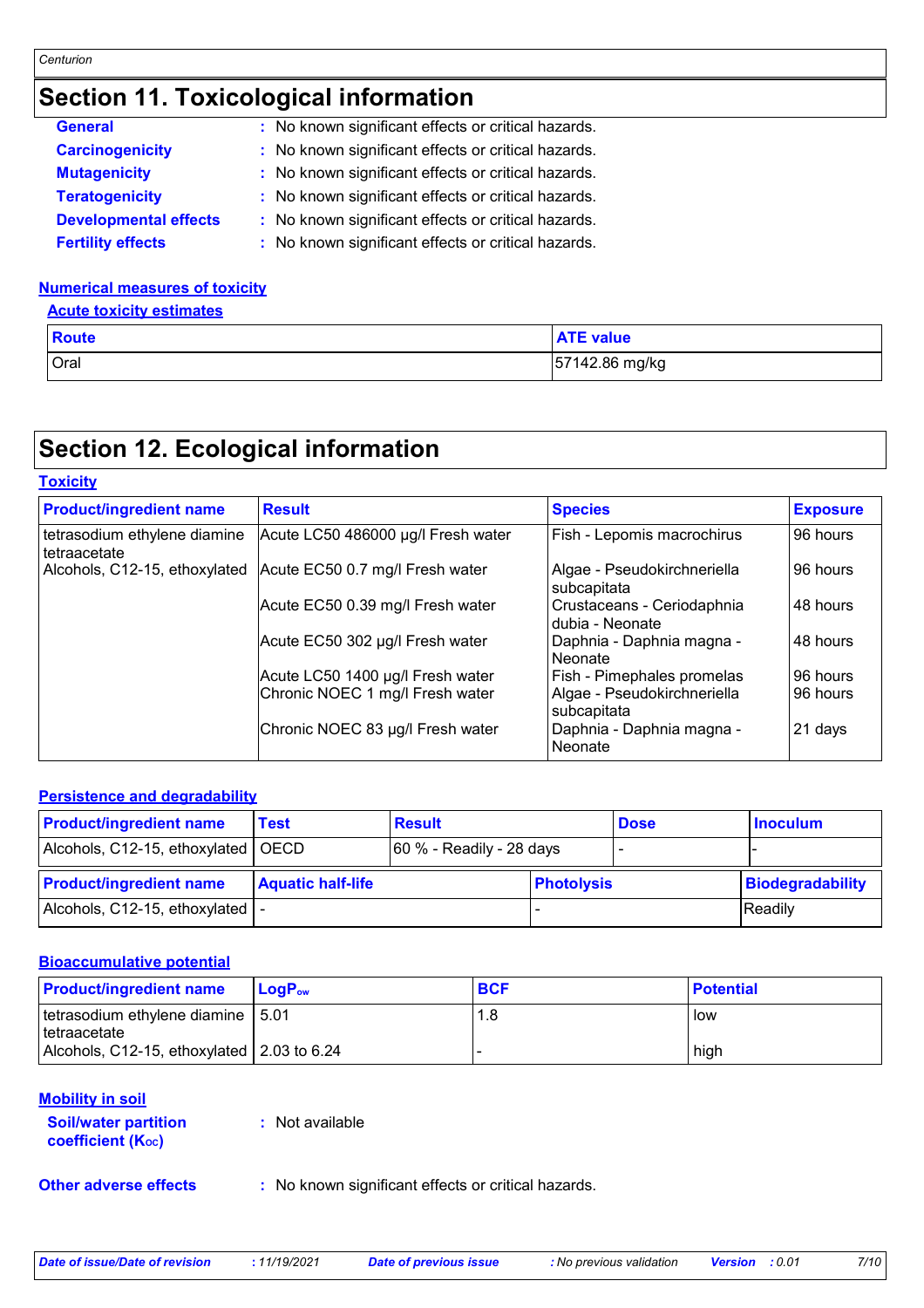# Section 11. Toxicological information

**General** : No known significant effects or critical hazards.
**Carcinogenicity** : No known significant effects or critical hazards.
**Mutagenicity** : No known significant effects or critical hazards.
**Teratogenicity** : No known significant effects or critical hazards.
**Developmental effects** : No known significant effects or critical hazards.
**Fertility effects** : No known significant effects or critical hazards.

**Numerical measures of toxicity**

**Acute toxicity estimates**

| Route | ATE value |
|---|---|
| Oral | 57142.86 mg/kg |

# Section 12. Ecological information

**Toxicity**

| Product/ingredient name | Result | Species | Exposure |
|---|---|---|---|
| tetrasodium ethylene diamine tetraacetate | Acute LC50 486000 µg/l Fresh water | Fish - Lepomis macrochirus | 96 hours |
| Alcohols, C12-15, ethoxylated | Acute EC50 0.7 mg/l Fresh water | Algae - Pseudokirchneriella subcapitata | 96 hours |
| | Acute EC50 0.39 mg/l Fresh water | Crustaceans - Ceriodaphnia dubia - Neonate | 48 hours |
| | Acute EC50 302 µg/l Fresh water | Daphnia - Daphnia magna - Neonate | 48 hours |
| | Acute LC50 1400 µg/l Fresh water | Fish - Pimephales promelas | 96 hours |
| | Chronic NOEC 1 mg/l Fresh water | Algae - Pseudokirchneriella subcapitata | 96 hours |
| | Chronic NOEC 83 µg/l Fresh water | Daphnia - Daphnia magna - Neonate | 21 days |

**Persistence and degradability**

| Product/ingredient name | Test | Result | Dose | Inoculum |
|---|---|---|---|---|
| Alcohols, C12-15, ethoxylated | OECD | 60 % - Readily - 28 days | - | - |

| Product/ingredient name | Aquatic half-life | Photolysis | Biodegradability |
|---|---|---|---|
| Alcohols, C12-15, ethoxylated | - | - | Readily |

**Bioaccumulative potential**

| Product/ingredient name | $LogP_{ow}$ | BCF | Potential |
|---|---|---|---|
| tetrasodium ethylene diamine tetraacetate | 5.01 | 1.8 | low |
| Alcohols, C12-15, ethoxylated | 2.03 to 6.24 | - | high |

**Mobility in soil**

**Soil/water partition coefficient ($K_{OC}$)** : Not available

**Other adverse effects** : No known significant effects or critical hazards.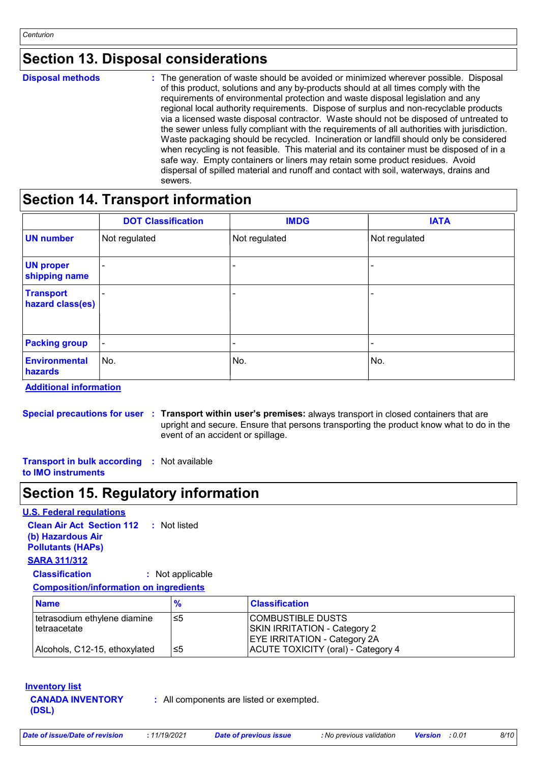## Section 13. Disposal considerations

**Disposal methods** : The generation of waste should be avoided or minimized wherever possible. Disposal of this product, solutions and any by-products should at all times comply with the requirements of environmental protection and waste disposal legislation and any regional local authority requirements. Dispose of surplus and non-recyclable products via a licensed waste disposal contractor. Waste should not be disposed of untreated to the sewer unless fully compliant with the requirements of all authorities with jurisdiction. Waste packaging should be recycled. Incineration or landfill should only be considered when recycling is not feasible. This material and its container must be disposed of in a safe way. Empty containers or liners may retain some product residues. Avoid dispersal of spilled material and runoff and contact with soil, waterways, drains and sewers.

## Section 14. Transport information

| | DOT Classification | IMDG | IATA |
|---|---|---|---|
| **UN number** | Not regulated | Not regulated | Not regulated |
| **UN proper shipping name** | - | - | - |
| **Transport hazard class(es)** | - | - | - |
| **Packing group** | - | - | - |
| **Environmental hazards** | No. | No. | No. |

**Additional information**

**Special precautions for user** : **Transport within user's premises:** always transport in closed containers that are upright and secure. Ensure that persons transporting the product know what to do in the event of an accident or spillage.

**Transport in bulk according to IMO instruments** : Not available

## Section 15. Regulatory information

**U.S. Federal regulations**

**Clean Air Act Section 112 (b) Hazardous Air Pollutants (HAPs)** : Not listed

**SARA 311/312**

**Classification** : Not applicable

**Composition/information on ingredients**

| Name | % | Classification |
|---|---|---|
| tetrasodium ethylene diamine tetraacetate | ≤5 | COMBUSTIBLE DUSTS<br>SKIN IRRITATION - Category 2<br>EYE IRRITATION - Category 2A |
| Alcohols, C12-15, ethoxylated | ≤5 | ACUTE TOXICITY (oral) - Category 4 |

**Inventory list**

**CANADA INVENTORY (DSL)** : All components are listed or exempted.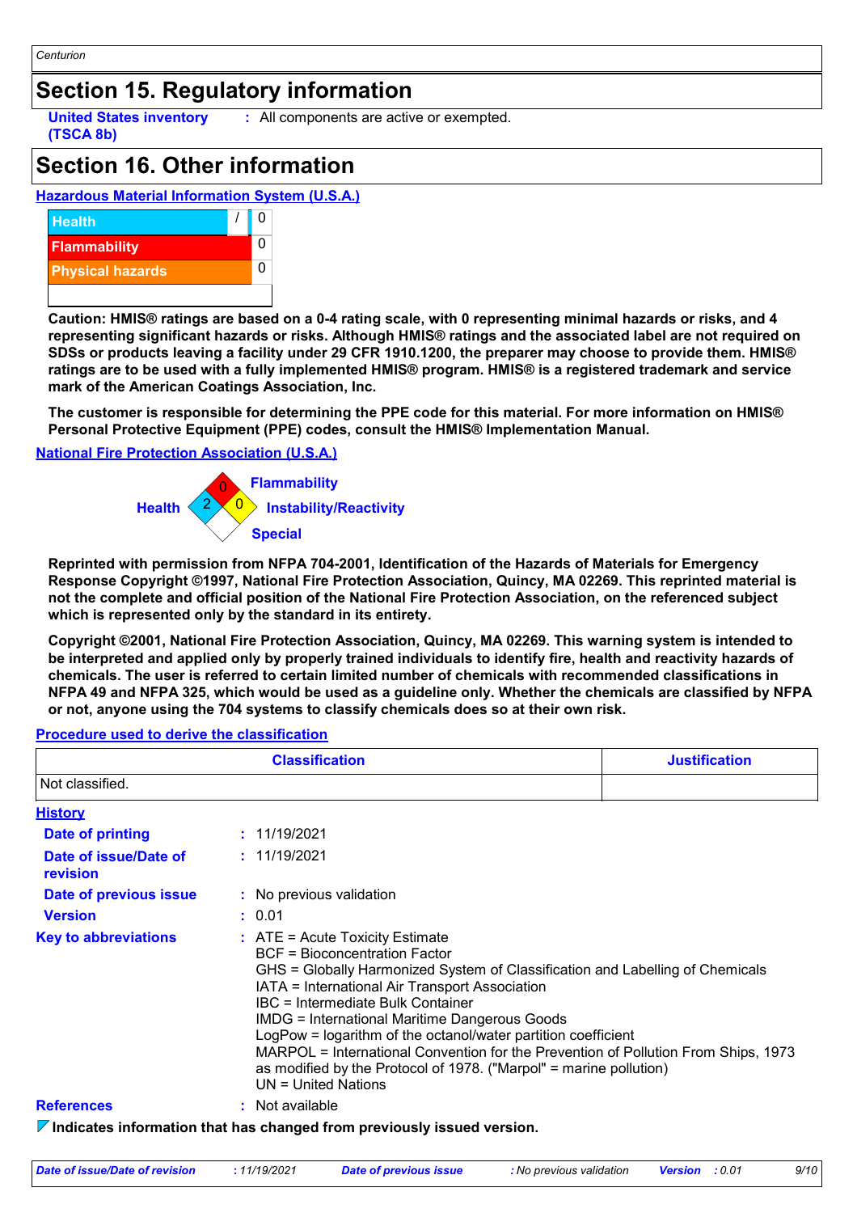## Section 15. Regulatory information

**United States inventory (TSCA 8b)** : All components are active or exempted.

## Section 16. Other information

**Hazardous Material Information System (U.S.A.)**

| | |
|---|---|
| Health | / 0 |
| Flammability | 0 |
| Physical hazards | 0 |

**Caution: HMIS® ratings are based on a 0-4 rating scale, with 0 representing minimal hazards or risks, and 4 representing significant hazards or risks. Although HMIS® ratings and the associated label are not required on SDSs or products leaving a facility under 29 CFR 1910.1200, the preparer may choose to provide them. HMIS® ratings are to be used with a fully implemented HMIS® program. HMIS® is a registered trademark and service mark of the American Coatings Association, Inc.**

**The customer is responsible for determining the PPE code for this material. For more information on HMIS® Personal Protective Equipment (PPE) codes, consult the HMIS® Implementation Manual.**

**National Fire Protection Association (U.S.A.)**

- Flammability: 0
- Health: 2
- Instability/Reactivity: 0
- Special:

**Reprinted with permission from NFPA 704-2001, Identification of the Hazards of Materials for Emergency Response Copyright ©1997, National Fire Protection Association, Quincy, MA 02269. This reprinted material is not the complete and official position of the National Fire Protection Association, on the referenced subject which is represented only by the standard in its entirety.**

**Copyright ©2001, National Fire Protection Association, Quincy, MA 02269. This warning system is intended to be interpreted and applied only by properly trained individuals to identify fire, health and reactivity hazards of chemicals. The user is referred to certain limited number of chemicals with recommended classifications in NFPA 49 and NFPA 325, which would be used as a guideline only. Whether the chemicals are classified by NFPA or not, anyone using the 704 systems to classify chemicals does so at their own risk.**

**Procedure used to derive the classification**

| Classification | Justification |
|---|---|
| Not classified. | |

**History**

**Date of printing** : 11/19/2021

**Date of issue/Date of revision** : 11/19/2021

**Date of previous issue** : No previous validation

**Version** : 0.01

**Key to abbreviations** : ATE = Acute Toxicity Estimate
BCF = Bioconcentration Factor
GHS = Globally Harmonized System of Classification and Labelling of Chemicals
IATA = International Air Transport Association
IBC = Intermediate Bulk Container
IMDG = International Maritime Dangerous Goods
LogPow = logarithm of the octanol/water partition coefficient
MARPOL = International Convention for the Prevention of Pollution From Ships, 1973 as modified by the Protocol of 1978. ("Marpol" = marine pollution)
UN = United Nations

**References** : Not available

**Indicates information that has changed from previously issued version.**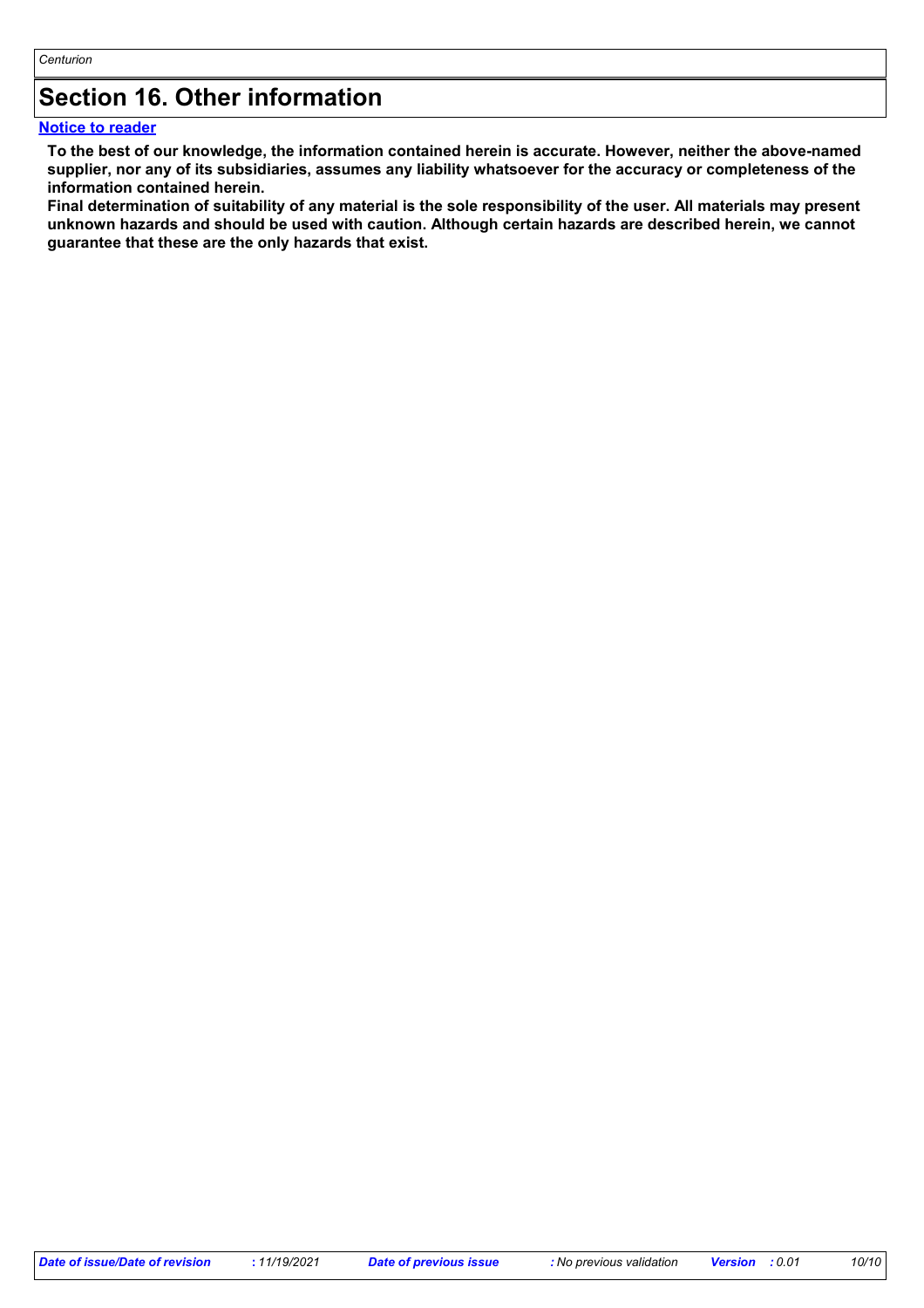# Section 16. Other information

**Notice to reader**

**To the best of our knowledge, the information contained herein is accurate. However, neither the above-named supplier, nor any of its subsidiaries, assumes any liability whatsoever for the accuracy or completeness of the information contained herein.**

**Final determination of suitability of any material is the sole responsibility of the user. All materials may present unknown hazards and should be used with caution. Although certain hazards are described herein, we cannot guarantee that these are the only hazards that exist.**